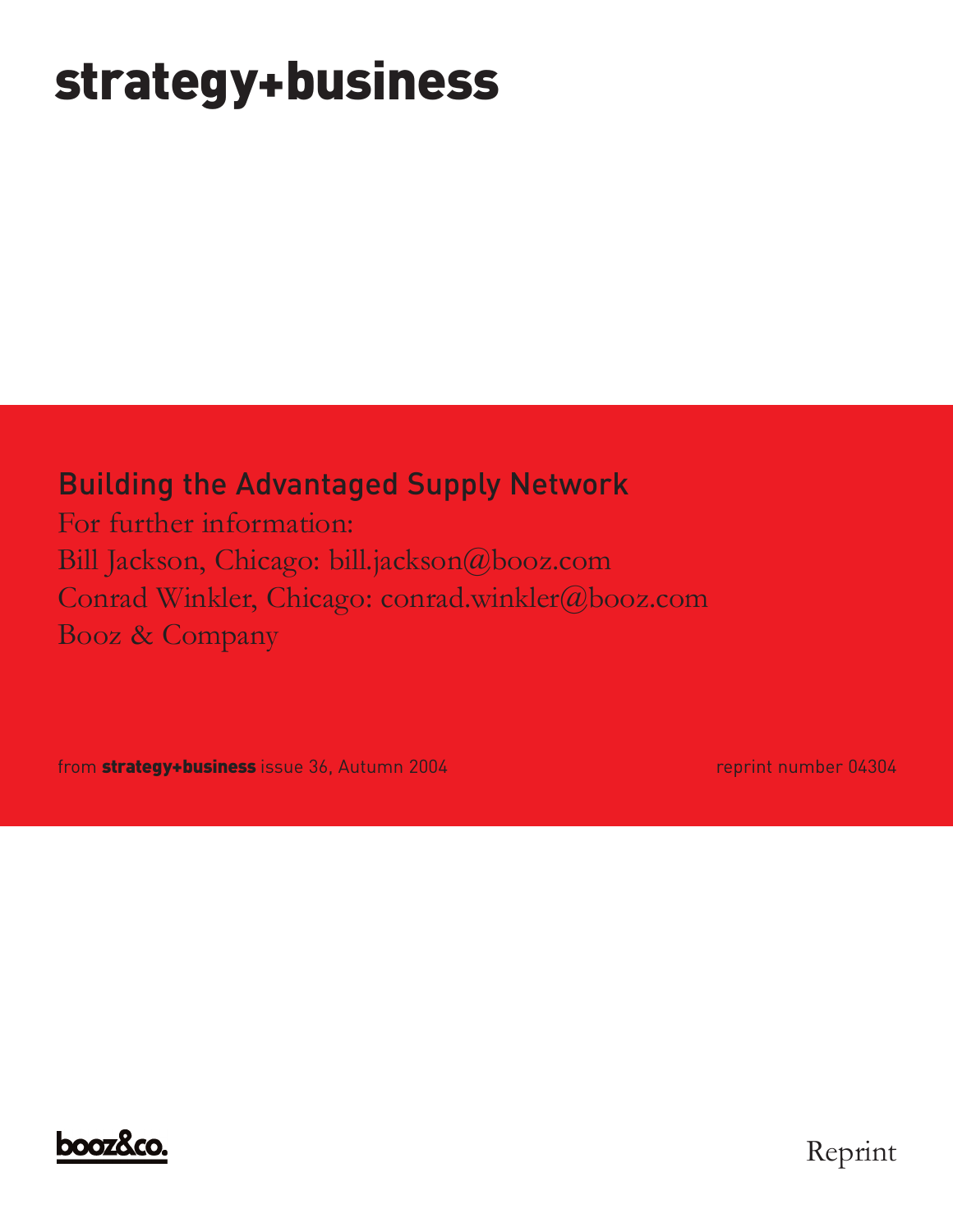# strategy+business

## Building the Advantaged Supply Network

For further information:

Bill Jackson, Chicago: bill.jackson@booz.com

Conrad Winkler, Chicago: conrad.winkler@booz.com

Booz & Company

from **strategy+business** issue 36, Autumn 2004

reprint number 04304

booz&co.

Reprint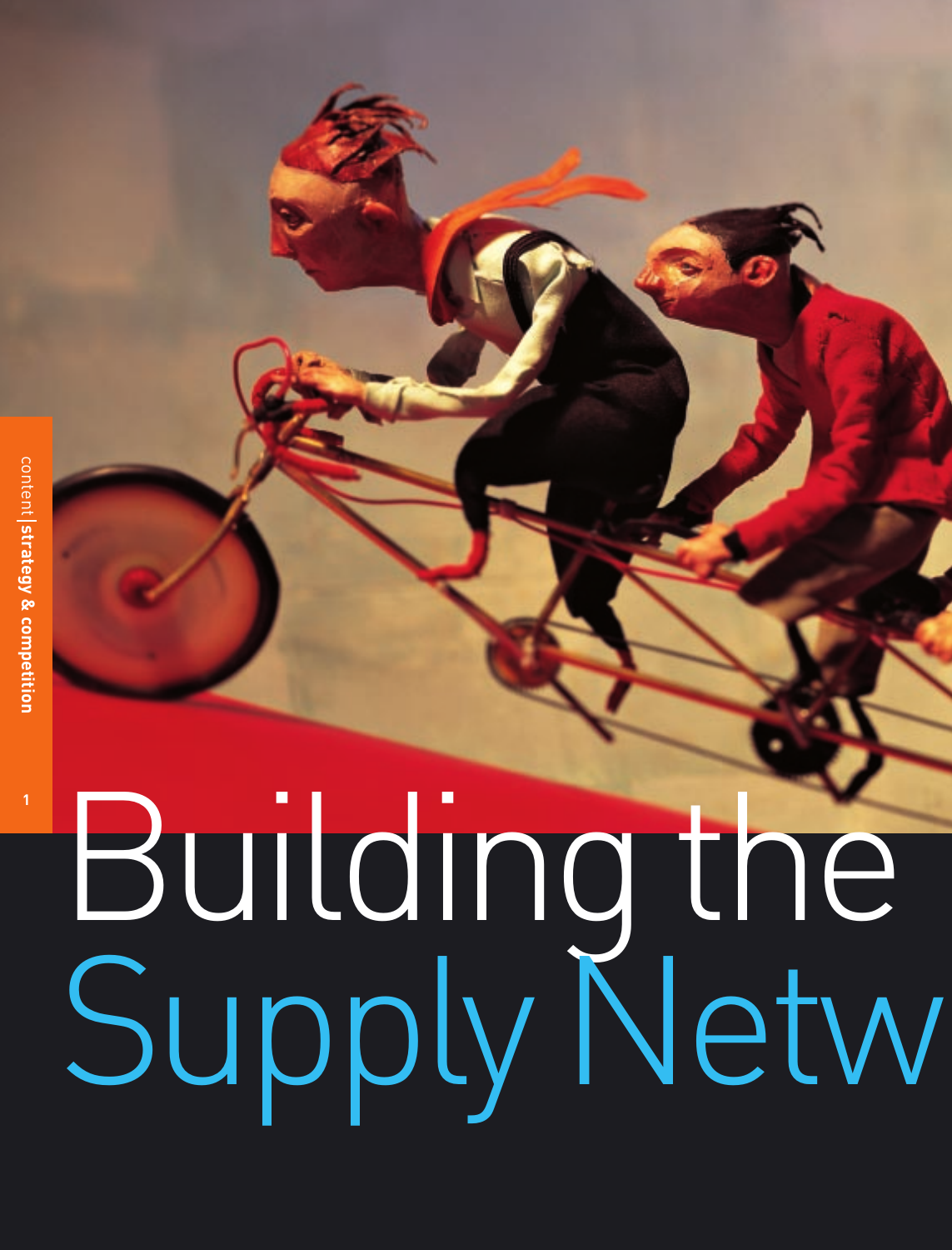# Building the Supply Netw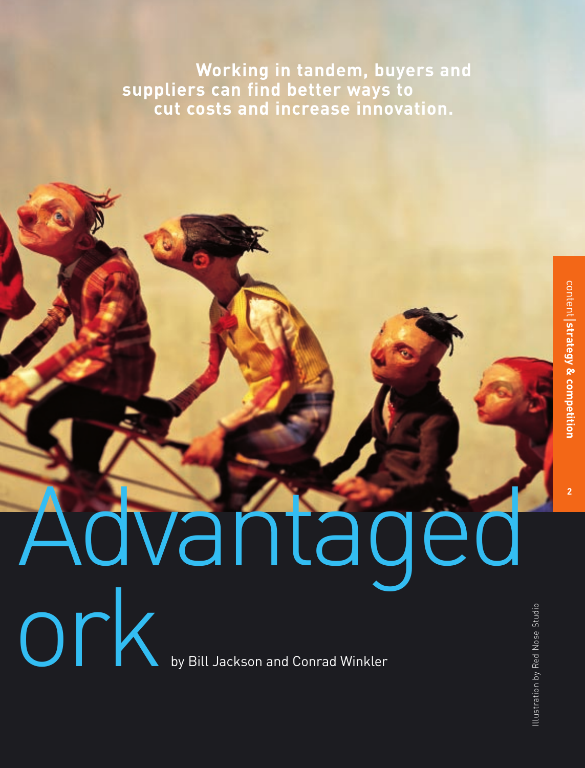**Working in tandem, buyers and suppliers can find better ways to cut costs and increase innovation.**

# Advantaged ork

by Bill Jackson and Conrad Winkler

content | **strategy & competition**

Illustration by Red Nose Studio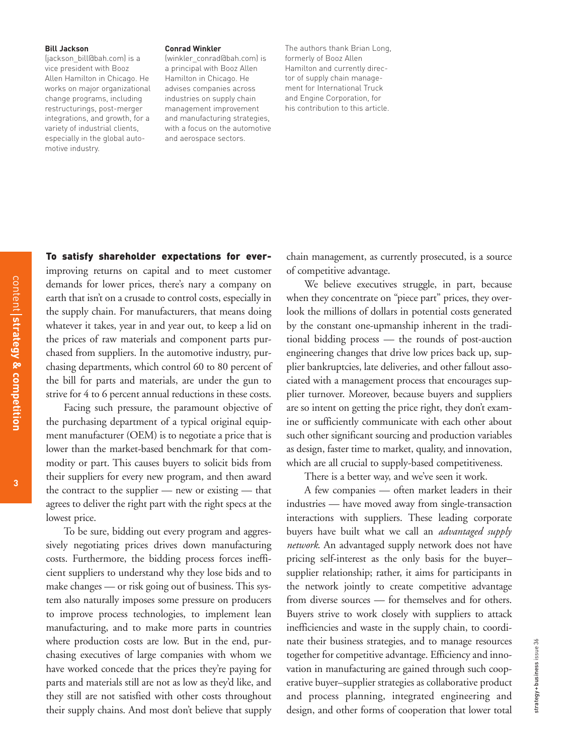**Bill Jackson**
(jackson_bill@bah.com) is a vice president with Booz Allen Hamilton in Chicago. He works on major organizational change programs, including restructurings, post-merger integrations, and growth, for a variety of industrial clients, especially in the global automotive industry.

**Conrad Winkler**
(winkler_conrad@bah.com) is a principal with Booz Allen Hamilton in Chicago. He advises companies across industries on supply chain management improvement and manufacturing strategies, with a focus on the automotive and aerospace sectors.

The authors thank Brian Long, formerly of Booz Allen Hamilton and currently director of supply chain management for International Truck and Engine Corporation, for his contribution to this article.

**To satisfy shareholder expectations for ever-**improving returns on capital and to meet customer demands for lower prices, there's nary a company on earth that isn't on a crusade to control costs, especially in the supply chain. For manufacturers, that means doing whatever it takes, year in and year out, to keep a lid on the prices of raw materials and component parts purchased from suppliers. In the automotive industry, purchasing departments, which control 60 to 80 percent of the bill for parts and materials, are under the gun to strive for 4 to 6 percent annual reductions in these costs.

Facing such pressure, the paramount objective of the purchasing department of a typical original equipment manufacturer (OEM) is to negotiate a price that is lower than the market-based benchmark for that commodity or part. This causes buyers to solicit bids from their suppliers for every new program, and then award the contract to the supplier — new or existing — that agrees to deliver the right part with the right specs at the lowest price.

To be sure, bidding out every program and aggressively negotiating prices drives down manufacturing costs. Furthermore, the bidding process forces inefficient suppliers to understand why they lose bids and to make changes — or risk going out of business. This system also naturally imposes some pressure on producers to improve process technologies, to implement lean manufacturing, and to make more parts in countries where production costs are low. But in the end, purchasing executives of large companies with whom we have worked concede that the prices they're paying for parts and materials still are not as low as they'd like, and they still are not satisfied with other costs throughout their supply chains. And most don't believe that supply chain management, as currently prosecuted, is a source of competitive advantage.

We believe executives struggle, in part, because when they concentrate on "piece part" prices, they overlook the millions of dollars in potential costs generated by the constant one-upmanship inherent in the traditional bidding process — the rounds of post-auction engineering changes that drive low prices back up, supplier bankruptcies, late deliveries, and other fallout associated with a management process that encourages supplier turnover. Moreover, because buyers and suppliers are so intent on getting the price right, they don't examine or sufficiently communicate with each other about such other significant sourcing and production variables as design, faster time to market, quality, and innovation, which are all crucial to supply-based competitiveness.

There is a better way, and we've seen it work.

A few companies — often market leaders in their industries — have moved away from single-transaction interactions with suppliers. These leading corporate buyers have built what we call an *advantaged supply network*. An advantaged supply network does not have pricing self-interest as the only basis for the buyer–supplier relationship; rather, it aims for participants in the network jointly to create competitive advantage from diverse sources — for themselves and for others. Buyers strive to work closely with suppliers to attack inefficiencies and waste in the supply chain, to coordinate their business strategies, and to manage resources together for competitive advantage. Efficiency and innovation in manufacturing are gained through such cooperative buyer–supplier strategies as collaborative product and process planning, integrated engineering and design, and other forms of cooperation that lower total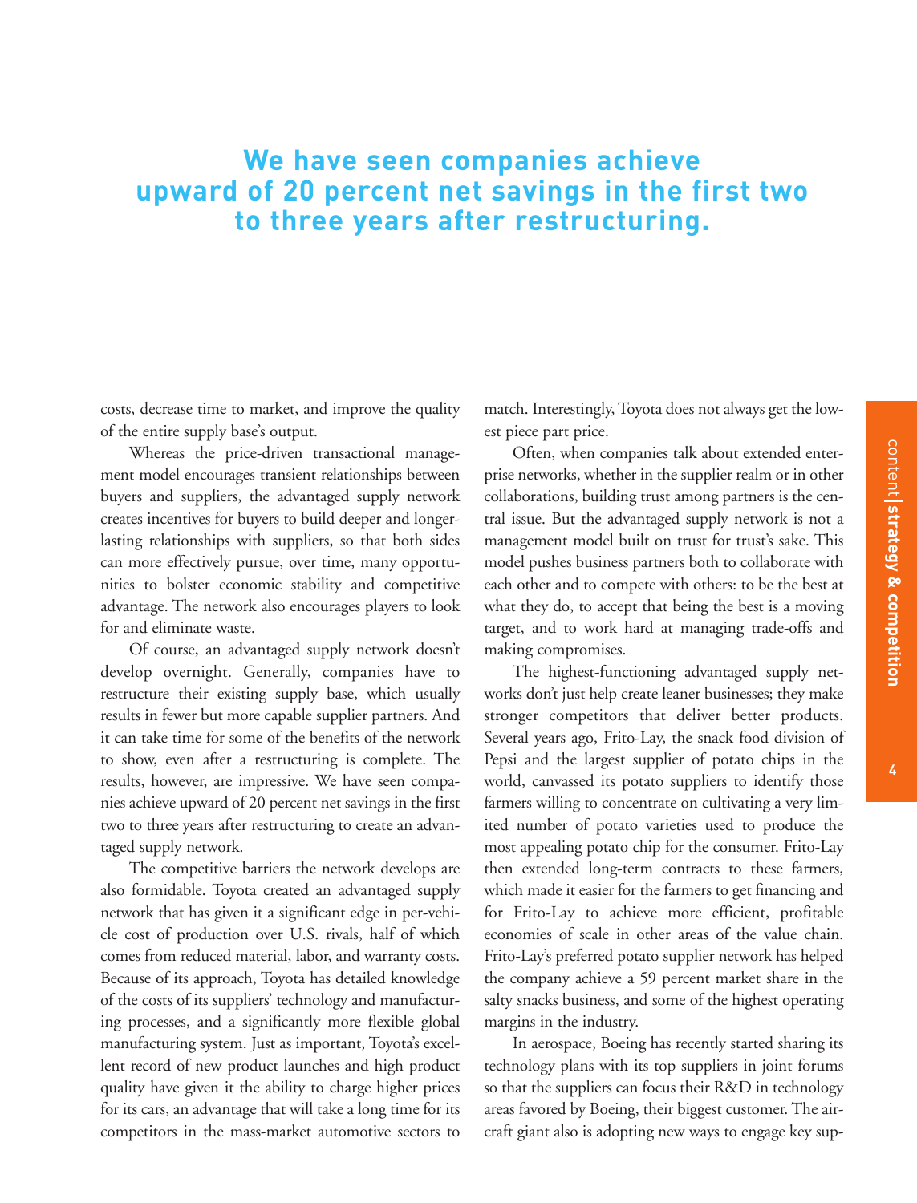**We have seen companies achieve upward of 20 percent net savings in the first two to three years after restructuring.**

costs, decrease time to market, and improve the quality of the entire supply base's output.

Whereas the price-driven transactional management model encourages transient relationships between buyers and suppliers, the advantaged supply network creates incentives for buyers to build deeper and longer-lasting relationships with suppliers, so that both sides can more effectively pursue, over time, many opportunities to bolster economic stability and competitive advantage. The network also encourages players to look for and eliminate waste.

Of course, an advantaged supply network doesn't develop overnight. Generally, companies have to restructure their existing supply base, which usually results in fewer but more capable supplier partners. And it can take time for some of the benefits of the network to show, even after a restructuring is complete. The results, however, are impressive. We have seen companies achieve upward of 20 percent net savings in the first two to three years after restructuring to create an advantaged supply network.

The competitive barriers the network develops are also formidable. Toyota created an advantaged supply network that has given it a significant edge in per-vehicle cost of production over U.S. rivals, half of which comes from reduced material, labor, and warranty costs. Because of its approach, Toyota has detailed knowledge of the costs of its suppliers' technology and manufacturing processes, and a significantly more flexible global manufacturing system. Just as important, Toyota's excellent record of new product launches and high product quality have given it the ability to charge higher prices for its cars, an advantage that will take a long time for its competitors in the mass-market automotive sectors to match. Interestingly, Toyota does not always get the lowest piece part price.

Often, when companies talk about extended enterprise networks, whether in the supplier realm or in other collaborations, building trust among partners is the central issue. But the advantaged supply network is not a management model built on trust for trust's sake. This model pushes business partners both to collaborate with each other and to compete with others: to be the best at what they do, to accept that being the best is a moving target, and to work hard at managing trade-offs and making compromises.

The highest-functioning advantaged supply networks don't just help create leaner businesses; they make stronger competitors that deliver better products. Several years ago, Frito-Lay, the snack food division of Pepsi and the largest supplier of potato chips in the world, canvassed its potato suppliers to identify those farmers willing to concentrate on cultivating a very limited number of potato varieties used to produce the most appealing potato chip for the consumer. Frito-Lay then extended long-term contracts to these farmers, which made it easier for the farmers to get financing and for Frito-Lay to achieve more efficient, profitable economies of scale in other areas of the value chain. Frito-Lay's preferred potato supplier network has helped the company achieve a 59 percent market share in the salty snacks business, and some of the highest operating margins in the industry.

In aerospace, Boeing has recently started sharing its technology plans with its top suppliers in joint forums so that the suppliers can focus their R&D in technology areas favored by Boeing, their biggest customer. The aircraft giant also is adopting new ways to engage key sup-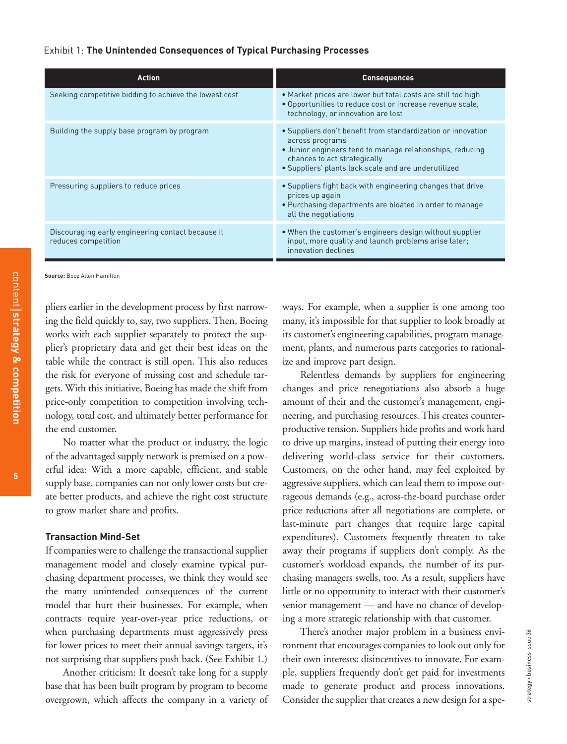Exhibit 1: **The Unintended Consequences of Typical Purchasing Processes**

| Action | Consequences |
|---|---|
| Seeking competitive bidding to achieve the lowest cost | • Market prices are lower but total costs are still too high<br>• Opportunities to reduce cost or increase revenue scale, technology, or innovation are lost |
| Building the supply base program by program | • Suppliers don't benefit from standardization or innovation across programs<br>• Junior engineers tend to manage relationships, reducing chances to act strategically<br>• Suppliers' plants lack scale and are underutilized |
| Pressuring suppliers to reduce prices | • Suppliers fight back with engineering changes that drive prices up again<br>• Purchasing departments are bloated in order to manage all the negotiations |
| Discouraging early engineering contact because it reduces competition | • When the customer's engineers design without supplier input, more quality and launch problems arise later; innovation declines |

**Source:** Booz Allen Hamilton

pliers earlier in the development process by first narrowing the field quickly to, say, two suppliers. Then, Boeing works with each supplier separately to protect the supplier's proprietary data and get their best ideas on the table while the contract is still open. This also reduces the risk for everyone of missing cost and schedule targets. With this initiative, Boeing has made the shift from price-only competition to competition involving technology, total cost, and ultimately better performance for the end customer.

No matter what the product or industry, the logic of the advantaged supply network is premised on a powerful idea: With a more capable, efficient, and stable supply base, companies can not only lower costs but create better products, and achieve the right cost structure to grow market share and profits.

### Transaction Mind-Set

If companies were to challenge the transactional supplier management model and closely examine typical purchasing department processes, we think they would see the many unintended consequences of the current model that hurt their businesses. For example, when contracts require year-over-year price reductions, or when purchasing departments must aggressively press for lower prices to meet their annual savings targets, it's not surprising that suppliers push back. (See Exhibit 1.)

Another criticism: It doesn't take long for a supply base that has been built program by program to become overgrown, which affects the company in a variety of ways. For example, when a supplier is one among too many, it's impossible for that supplier to look broadly at its customer's engineering capabilities, program management, plants, and numerous parts categories to rationalize and improve part design.

Relentless demands by suppliers for engineering changes and price renegotiations also absorb a huge amount of their and the customer's management, engineering, and purchasing resources. This creates counterproductive tension. Suppliers hide profits and work hard to drive up margins, instead of putting their energy into delivering world-class service for their customers. Customers, on the other hand, may feel exploited by aggressive suppliers, which can lead them to impose outrageous demands (e.g., across-the-board purchase order price reductions after all negotiations are complete, or last-minute part changes that require large capital expenditures). Customers frequently threaten to take away their programs if suppliers don't comply. As the customer's workload expands, the number of its purchasing managers swells, too. As a result, suppliers have little or no opportunity to interact with their customer's senior management — and have no chance of developing a more strategic relationship with that customer.

There's another major problem in a business environment that encourages companies to look out only for their own interests: disincentives to innovate. For example, suppliers frequently don't get paid for investments made to generate product and process innovations. Consider the supplier that creates a new design for a spe-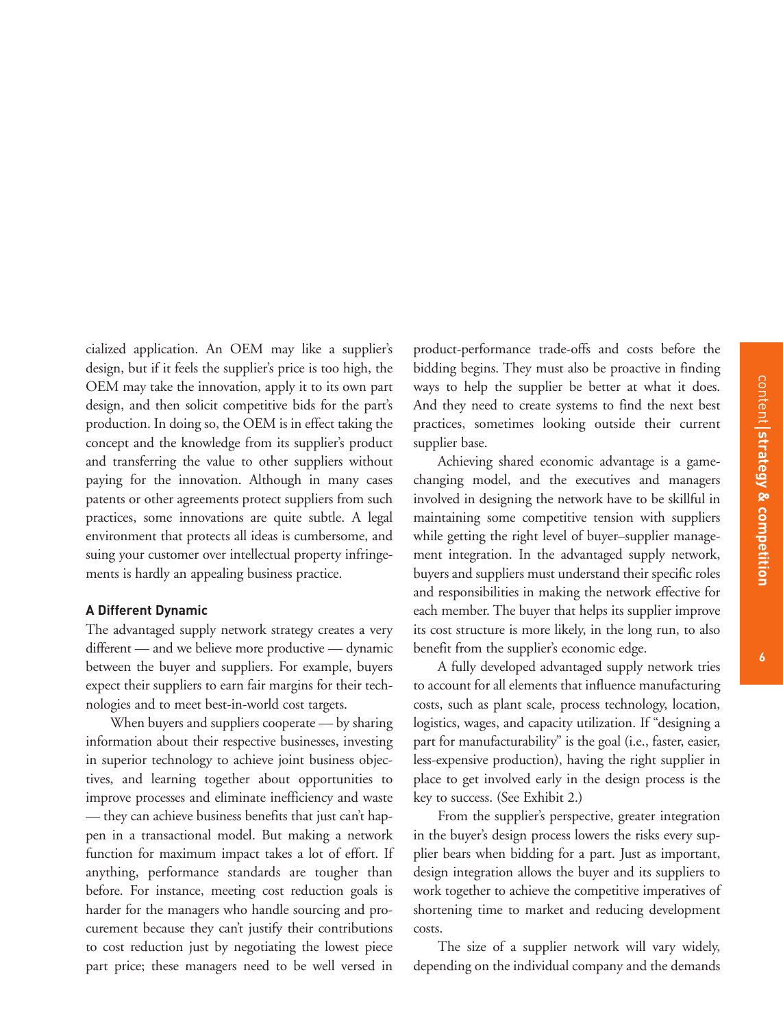cialized application. An OEM may like a supplier's design, but if it feels the supplier's price is too high, the OEM may take the innovation, apply it to its own part design, and then solicit competitive bids for the part's production. In doing so, the OEM is in effect taking the concept and the knowledge from its supplier's product and transferring the value to other suppliers without paying for the innovation. Although in many cases patents or other agreements protect suppliers from such practices, some innovations are quite subtle. A legal environment that protects all ideas is cumbersome, and suing your customer over intellectual property infringements is hardly an appealing business practice.

### A Different Dynamic

The advantaged supply network strategy creates a very different — and we believe more productive — dynamic between the buyer and suppliers. For example, buyers expect their suppliers to earn fair margins for their technologies and to meet best-in-world cost targets.

When buyers and suppliers cooperate — by sharing information about their respective businesses, investing in superior technology to achieve joint business objectives, and learning together about opportunities to improve processes and eliminate inefficiency and waste — they can achieve business benefits that just can't happen in a transactional model. But making a network function for maximum impact takes a lot of effort. If anything, performance standards are tougher than before. For instance, meeting cost reduction goals is harder for the managers who handle sourcing and procurement because they can't justify their contributions to cost reduction just by negotiating the lowest piece part price; these managers need to be well versed in product-performance trade-offs and costs before the bidding begins. They must also be proactive in finding ways to help the supplier be better at what it does. And they need to create systems to find the next best practices, sometimes looking outside their current supplier base.

Achieving shared economic advantage is a game-changing model, and the executives and managers involved in designing the network have to be skillful in maintaining some competitive tension with suppliers while getting the right level of buyer–supplier management integration. In the advantaged supply network, buyers and suppliers must understand their specific roles and responsibilities in making the network effective for each member. The buyer that helps its supplier improve its cost structure is more likely, in the long run, to also benefit from the supplier's economic edge.

A fully developed advantaged supply network tries to account for all elements that influence manufacturing costs, such as plant scale, process technology, location, logistics, wages, and capacity utilization. If "designing a part for manufacturability" is the goal (i.e., faster, easier, less-expensive production), having the right supplier in place to get involved early in the design process is the key to success. (See Exhibit 2.)

From the supplier's perspective, greater integration in the buyer's design process lowers the risks every supplier bears when bidding for a part. Just as important, design integration allows the buyer and its suppliers to work together to achieve the competitive imperatives of shortening time to market and reducing development costs.

The size of a supplier network will vary widely, depending on the individual company and the demands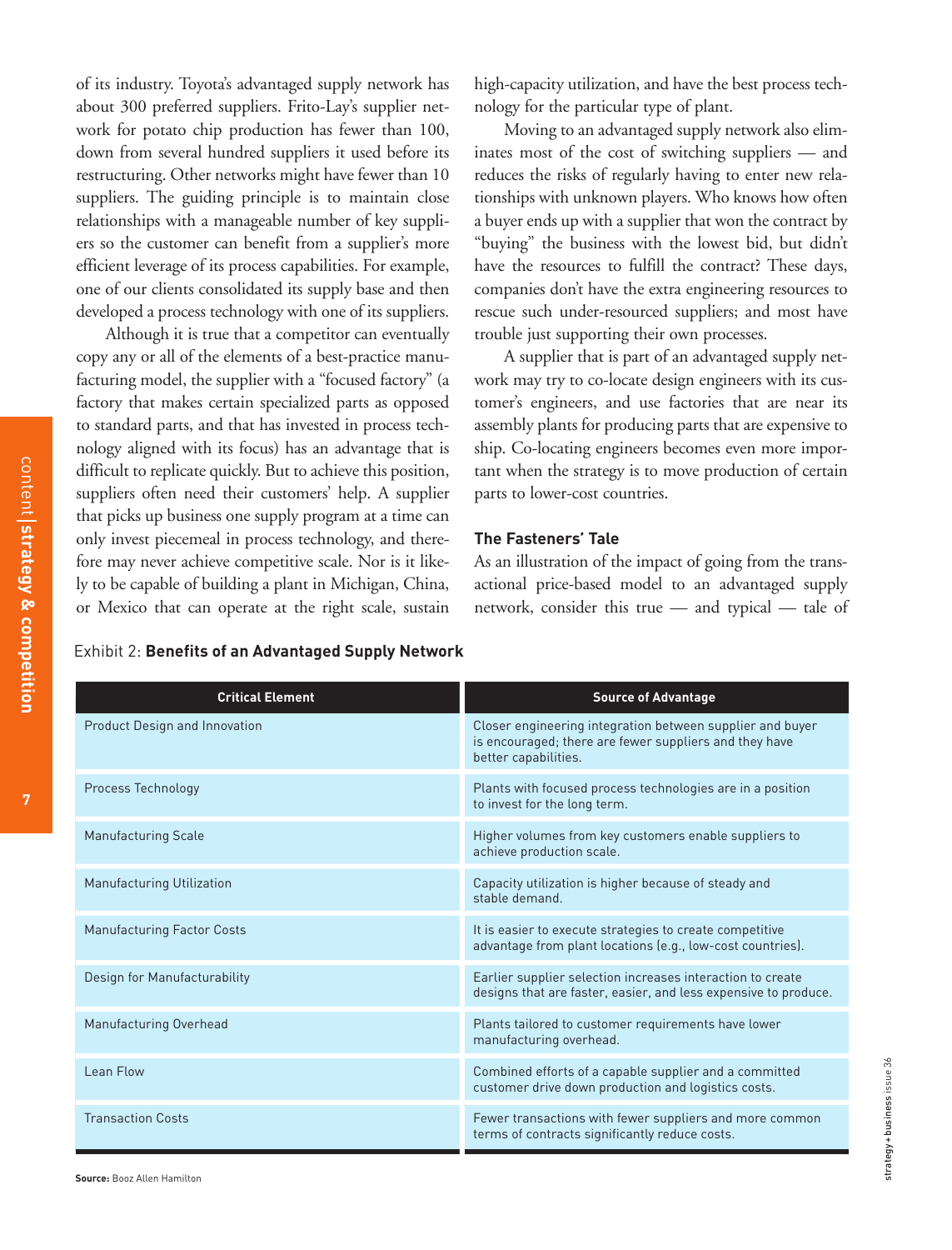of its industry. Toyota's advantaged supply network has about 300 preferred suppliers. Frito-Lay's supplier network for potato chip production has fewer than 100, down from several hundred suppliers it used before its restructuring. Other networks might have fewer than 10 suppliers. The guiding principle is to maintain close relationships with a manageable number of key suppliers so the customer can benefit from a supplier's more efficient leverage of its process capabilities. For example, one of our clients consolidated its supply base and then developed a process technology with one of its suppliers.

Although it is true that a competitor can eventually copy any or all of the elements of a best-practice manufacturing model, the supplier with a "focused factory" (a factory that makes certain specialized parts as opposed to standard parts, and that has invested in process technology aligned with its focus) has an advantage that is difficult to replicate quickly. But to achieve this position, suppliers often need their customers' help. A supplier that picks up business one supply program at a time can only invest piecemeal in process technology, and therefore may never achieve competitive scale. Nor is it likely to be capable of building a plant in Michigan, China, or Mexico that can operate at the right scale, sustain high-capacity utilization, and have the best process technology for the particular type of plant.

Moving to an advantaged supply network also eliminates most of the cost of switching suppliers — and reduces the risks of regularly having to enter new relationships with unknown players. Who knows how often a buyer ends up with a supplier that won the contract by "buying" the business with the lowest bid, but didn't have the resources to fulfill the contract? These days, companies don't have the extra engineering resources to rescue such under-resourced suppliers; and most have trouble just supporting their own processes.

A supplier that is part of an advantaged supply network may try to co-locate design engineers with its customer's engineers, and use factories that are near its assembly plants for producing parts that are expensive to ship. Co-locating engineers becomes even more important when the strategy is to move production of certain parts to lower-cost countries.

### The Fasteners' Tale

As an illustration of the impact of going from the transactional price-based model to an advantaged supply network, consider this true — and typical — tale of

Exhibit 2: **Benefits of an Advantaged Supply Network**

| Critical Element | Source of Advantage |
|---|---|
| Product Design and Innovation | Closer engineering integration between supplier and buyer is encouraged; there are fewer suppliers and they have better capabilities. |
| Process Technology | Plants with focused process technologies are in a position to invest for the long term. |
| Manufacturing Scale | Higher volumes from key customers enable suppliers to achieve production scale. |
| Manufacturing Utilization | Capacity utilization is higher because of steady and stable demand. |
| Manufacturing Factor Costs | It is easier to execute strategies to create competitive advantage from plant locations (e.g., low-cost countries). |
| Design for Manufacturability | Earlier supplier selection increases interaction to create designs that are faster, easier, and less expensive to produce. |
| Manufacturing Overhead | Plants tailored to customer requirements have lower manufacturing overhead. |
| Lean Flow | Combined efforts of a capable supplier and a committed customer drive down production and logistics costs. |
| Transaction Costs | Fewer transactions with fewer suppliers and more common terms of contracts significantly reduce costs. |

**Source:** Booz Allen Hamilton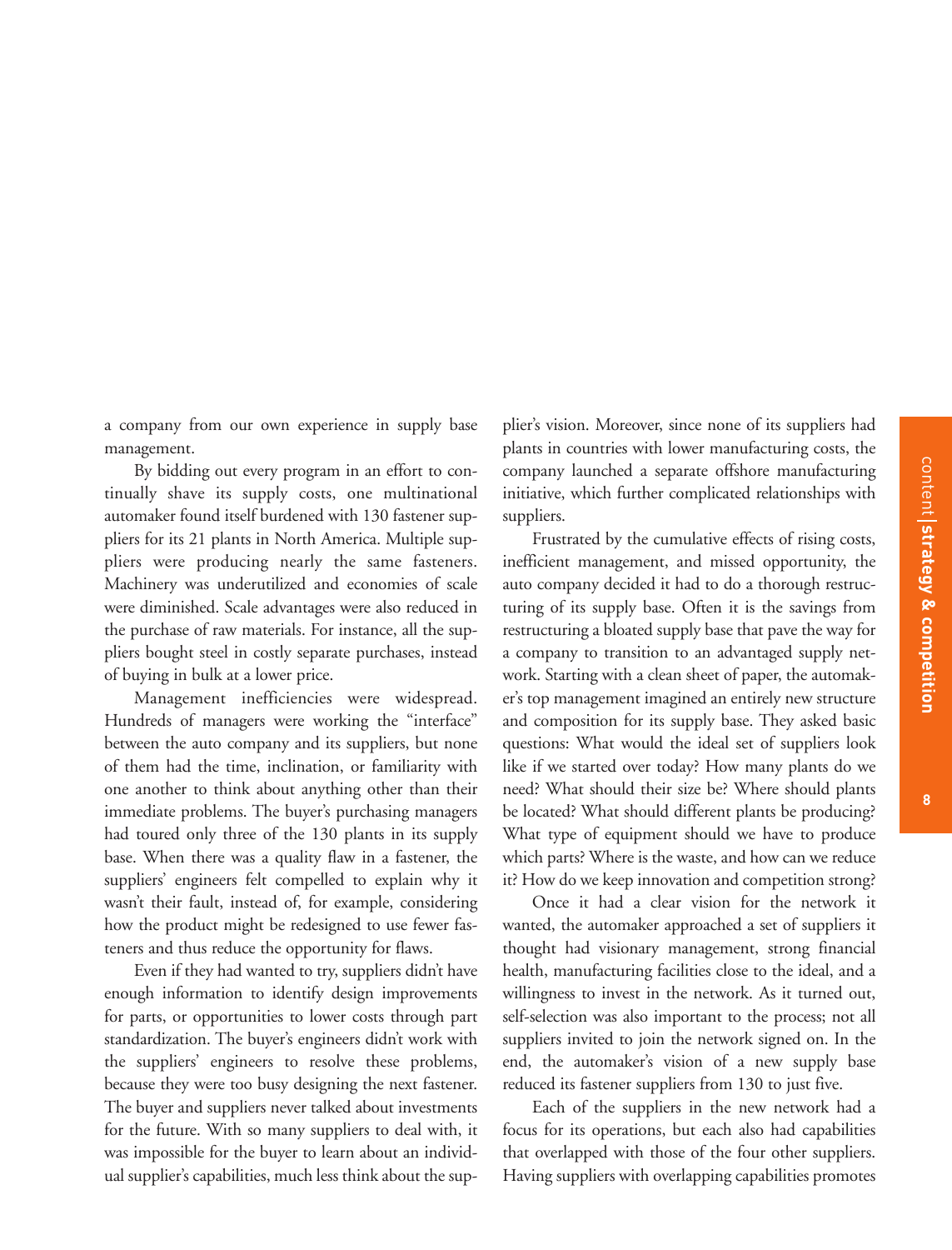a company from our own experience in supply base management.

By bidding out every program in an effort to continually shave its supply costs, one multinational automaker found itself burdened with 130 fastener suppliers for its 21 plants in North America. Multiple suppliers were producing nearly the same fasteners. Machinery was underutilized and economies of scale were diminished. Scale advantages were also reduced in the purchase of raw materials. For instance, all the suppliers bought steel in costly separate purchases, instead of buying in bulk at a lower price.

Management inefficiencies were widespread. Hundreds of managers were working the "interface" between the auto company and its suppliers, but none of them had the time, inclination, or familiarity with one another to think about anything other than their immediate problems. The buyer's purchasing managers had toured only three of the 130 plants in its supply base. When there was a quality flaw in a fastener, the suppliers' engineers felt compelled to explain why it wasn't their fault, instead of, for example, considering how the product might be redesigned to use fewer fasteners and thus reduce the opportunity for flaws.

Even if they had wanted to try, suppliers didn't have enough information to identify design improvements for parts, or opportunities to lower costs through part standardization. The buyer's engineers didn't work with the suppliers' engineers to resolve these problems, because they were too busy designing the next fastener. The buyer and suppliers never talked about investments for the future. With so many suppliers to deal with, it was impossible for the buyer to learn about an individual supplier's capabilities, much less think about the supplier's vision. Moreover, since none of its suppliers had plants in countries with lower manufacturing costs, the company launched a separate offshore manufacturing initiative, which further complicated relationships with suppliers.

Frustrated by the cumulative effects of rising costs, inefficient management, and missed opportunity, the auto company decided it had to do a thorough restructuring of its supply base. Often it is the savings from restructuring a bloated supply base that pave the way for a company to transition to an advantaged supply network. Starting with a clean sheet of paper, the automaker's top management imagined an entirely new structure and composition for its supply base. They asked basic questions: What would the ideal set of suppliers look like if we started over today? How many plants do we need? What should their size be? Where should plants be located? What should different plants be producing? What type of equipment should we have to produce which parts? Where is the waste, and how can we reduce it? How do we keep innovation and competition strong?

Once it had a clear vision for the network it wanted, the automaker approached a set of suppliers it thought had visionary management, strong financial health, manufacturing facilities close to the ideal, and a willingness to invest in the network. As it turned out, self-selection was also important to the process; not all suppliers invited to join the network signed on. In the end, the automaker's vision of a new supply base reduced its fastener suppliers from 130 to just five.

Each of the suppliers in the new network had a focus for its operations, but each also had capabilities that overlapped with those of the four other suppliers. Having suppliers with overlapping capabilities promotes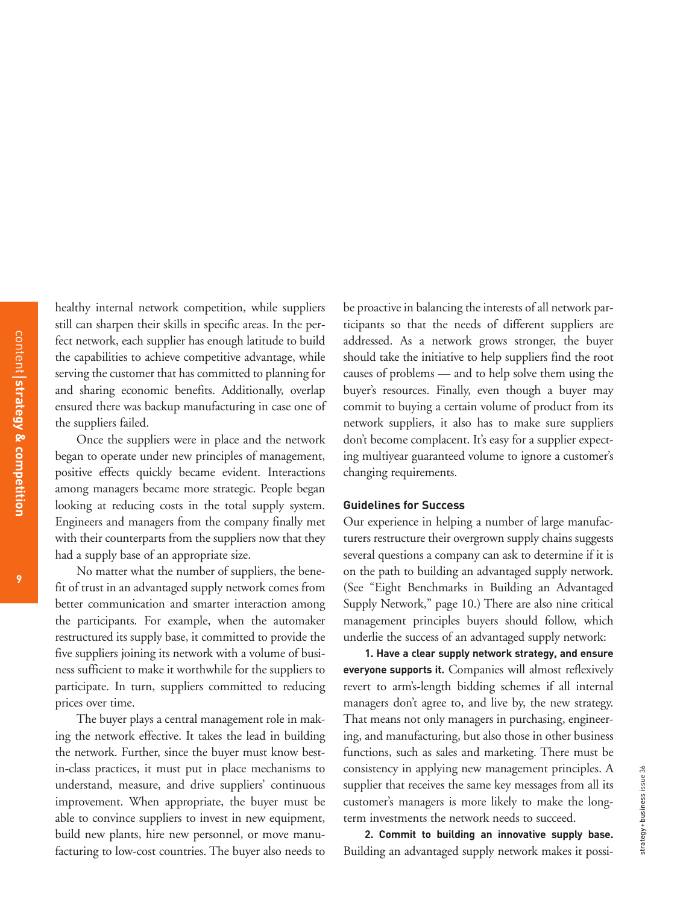healthy internal network competition, while suppliers still can sharpen their skills in specific areas. In the perfect network, each supplier has enough latitude to build the capabilities to achieve competitive advantage, while serving the customer that has committed to planning for and sharing economic benefits. Additionally, overlap ensured there was backup manufacturing in case one of the suppliers failed.

Once the suppliers were in place and the network began to operate under new principles of management, positive effects quickly became evident. Interactions among managers became more strategic. People began looking at reducing costs in the total supply system. Engineers and managers from the company finally met with their counterparts from the suppliers now that they had a supply base of an appropriate size.

No matter what the number of suppliers, the benefit of trust in an advantaged supply network comes from better communication and smarter interaction among the participants. For example, when the automaker restructured its supply base, it committed to provide the five suppliers joining its network with a volume of business sufficient to make it worthwhile for the suppliers to participate. In turn, suppliers committed to reducing prices over time.

The buyer plays a central management role in making the network effective. It takes the lead in building the network. Further, since the buyer must know best-in-class practices, it must put in place mechanisms to understand, measure, and drive suppliers' continuous improvement. When appropriate, the buyer must be able to convince suppliers to invest in new equipment, build new plants, hire new personnel, or move manufacturing to low-cost countries. The buyer also needs to be proactive in balancing the interests of all network participants so that the needs of different suppliers are addressed. As a network grows stronger, the buyer should take the initiative to help suppliers find the root causes of problems — and to help solve them using the buyer's resources. Finally, even though a buyer may commit to buying a certain volume of product from its network suppliers, it also has to make sure suppliers don't become complacent. It's easy for a supplier expecting multiyear guaranteed volume to ignore a customer's changing requirements.

## Guidelines for Success

Our experience in helping a number of large manufacturers restructure their overgrown supply chains suggests several questions a company can ask to determine if it is on the path to building an advantaged supply network. (See "Eight Benchmarks in Building an Advantaged Supply Network," page 10.) There are also nine critical management principles buyers should follow, which underlie the success of an advantaged supply network:

**1. Have a clear supply network strategy, and ensure everyone supports it.** Companies will almost reflexively revert to arm's-length bidding schemes if all internal managers don't agree to, and live by, the new strategy. That means not only managers in purchasing, engineering, and manufacturing, but also those in other business functions, such as sales and marketing. There must be consistency in applying new management principles. A supplier that receives the same key messages from all its customer's managers is more likely to make the long-term investments the network needs to succeed.

**2. Commit to building an innovative supply base.** Building an advantaged supply network makes it possi-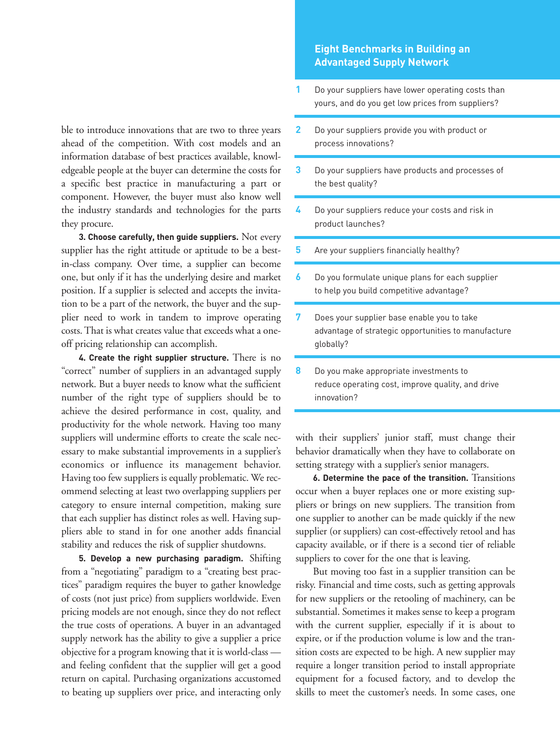ble to introduce innovations that are two to three years ahead of the competition. With cost models and an information database of best practices available, knowledgeable people at the buyer can determine the costs for a specific best practice in manufacturing a part or component. However, the buyer must also know well the industry standards and technologies for the parts they procure.

**3. Choose carefully, then guide suppliers.** Not every supplier has the right attitude or aptitude to be a best-in-class company. Over time, a supplier can become one, but only if it has the underlying desire and market position. If a supplier is selected and accepts the invitation to be a part of the network, the buyer and the supplier need to work in tandem to improve operating costs. That is what creates value that exceeds what a one-off pricing relationship can accomplish.

**4. Create the right supplier structure.** There is no "correct" number of suppliers in an advantaged supply network. But a buyer needs to know what the sufficient number of the right type of suppliers should be to achieve the desired performance in cost, quality, and productivity for the whole network. Having too many suppliers will undermine efforts to create the scale necessary to make substantial improvements in a supplier's economics or influence its management behavior. Having too few suppliers is equally problematic. We recommend selecting at least two overlapping suppliers per category to ensure internal competition, making sure that each supplier has distinct roles as well. Having suppliers able to stand in for one another adds financial stability and reduces the risk of supplier shutdowns.

**5. Develop a new purchasing paradigm.** Shifting from a "negotiating" paradigm to a "creating best practices" paradigm requires the buyer to gather knowledge of costs (not just price) from suppliers worldwide. Even pricing models are not enough, since they do not reflect the true costs of operations. A buyer in an advantaged supply network has the ability to give a supplier a price objective for a program knowing that it is world-class — and feeling confident that the supplier will get a good return on capital. Purchasing organizations accustomed to beating up suppliers over price, and interacting only with their suppliers' junior staff, must change their behavior dramatically when they have to collaborate on setting strategy with a supplier's senior managers.

**6. Determine the pace of the transition.** Transitions occur when a buyer replaces one or more existing suppliers or brings on new suppliers. The transition from one supplier to another can be made quickly if the new supplier (or suppliers) can cost-effectively retool and has capacity available, or if there is a second tier of reliable suppliers to cover for the one that is leaving.

But moving too fast in a supplier transition can be risky. Financial and time costs, such as getting approvals for new suppliers or the retooling of machinery, can be substantial. Sometimes it makes sense to keep a program with the current supplier, especially if it is about to expire, or if the production volume is low and the transition costs are expected to be high. A new supplier may require a longer transition period to install appropriate equipment for a focused factory, and to develop the skills to meet the customer's needs. In some cases, one

## Eight Benchmarks in Building an Advantaged Supply Network

1. Do your suppliers have lower operating costs than yours, and do you get low prices from suppliers?
2. Do your suppliers provide you with product or process innovations?
3. Do your suppliers have products and processes of the best quality?
4. Do your suppliers reduce your costs and risk in product launches?
5. Are your suppliers financially healthy?
6. Do you formulate unique plans for each supplier to help you build competitive advantage?
7. Does your supplier base enable you to take advantage of strategic opportunities to manufacture globally?
8. Do you make appropriate investments to reduce operating cost, improve quality, and drive innovation?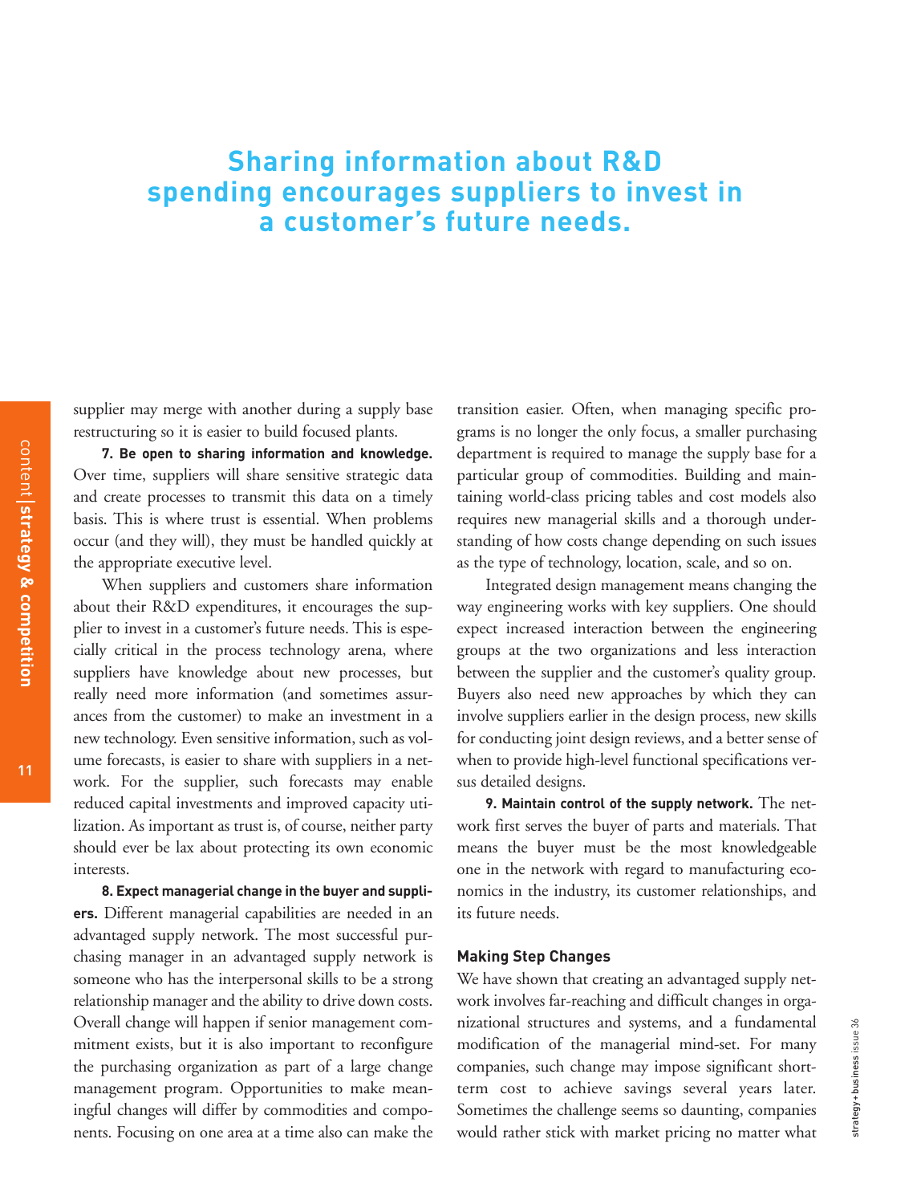**Sharing information about R&D spending encourages suppliers to invest in a customer's future needs.**

supplier may merge with another during a supply base restructuring so it is easier to build focused plants.

**7. Be open to sharing information and knowledge.** Over time, suppliers will share sensitive strategic data and create processes to transmit this data on a timely basis. This is where trust is essential. When problems occur (and they will), they must be handled quickly at the appropriate executive level.

When suppliers and customers share information about their R&D expenditures, it encourages the supplier to invest in a customer's future needs. This is especially critical in the process technology arena, where suppliers have knowledge about new processes, but really need more information (and sometimes assurances from the customer) to make an investment in a new technology. Even sensitive information, such as volume forecasts, is easier to share with suppliers in a network. For the supplier, such forecasts may enable reduced capital investments and improved capacity utilization. As important as trust is, of course, neither party should ever be lax about protecting its own economic interests.

**8. Expect managerial change in the buyer and suppliers.** Different managerial capabilities are needed in an advantaged supply network. The most successful purchasing manager in an advantaged supply network is someone who has the interpersonal skills to be a strong relationship manager and the ability to drive down costs. Overall change will happen if senior management commitment exists, but it is also important to reconfigure the purchasing organization as part of a large change management program. Opportunities to make meaningful changes will differ by commodities and components. Focusing on one area at a time also can make the transition easier. Often, when managing specific programs is no longer the only focus, a smaller purchasing department is required to manage the supply base for a particular group of commodities. Building and maintaining world-class pricing tables and cost models also requires new managerial skills and a thorough understanding of how costs change depending on such issues as the type of technology, location, scale, and so on.

Integrated design management means changing the way engineering works with key suppliers. One should expect increased interaction between the engineering groups at the two organizations and less interaction between the supplier and the customer's quality group. Buyers also need new approaches by which they can involve suppliers earlier in the design process, new skills for conducting joint design reviews, and a better sense of when to provide high-level functional specifications versus detailed designs.

**9. Maintain control of the supply network.** The network first serves the buyer of parts and materials. That means the buyer must be the most knowledgeable one in the network with regard to manufacturing economics in the industry, its customer relationships, and its future needs.

### Making Step Changes

We have shown that creating an advantaged supply network involves far-reaching and difficult changes in organizational structures and systems, and a fundamental modification of the managerial mind-set. For many companies, such change may impose significant short-term cost to achieve savings several years later. Sometimes the challenge seems so daunting, companies would rather stick with market pricing no matter what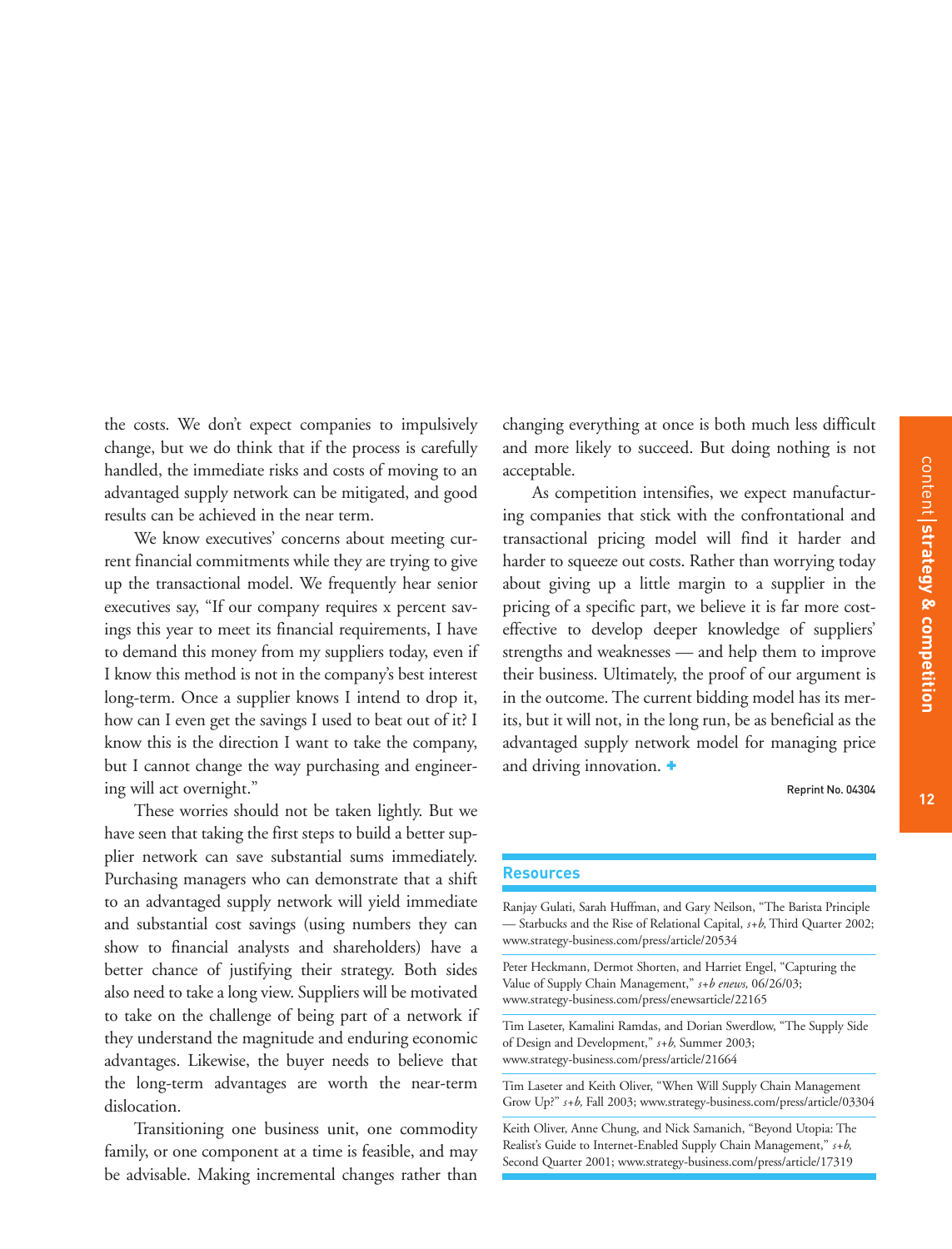the costs. We don't expect companies to impulsively change, but we do think that if the process is carefully handled, the immediate risks and costs of moving to an advantaged supply network can be mitigated, and good results can be achieved in the near term.

We know executives' concerns about meeting current financial commitments while they are trying to give up the transactional model. We frequently hear senior executives say, "If our company requires x percent savings this year to meet its financial requirements, I have to demand this money from my suppliers today, even if I know this method is not in the company's best interest long-term. Once a supplier knows I intend to drop it, how can I even get the savings I used to beat out of it? I know this is the direction I want to take the company, but I cannot change the way purchasing and engineering will act overnight."

These worries should not be taken lightly. But we have seen that taking the first steps to build a better supplier network can save substantial sums immediately. Purchasing managers who can demonstrate that a shift to an advantaged supply network will yield immediate and substantial cost savings (using numbers they can show to financial analysts and shareholders) have a better chance of justifying their strategy. Both sides also need to take a long view. Suppliers will be motivated to take on the challenge of being part of a network if they understand the magnitude and enduring economic advantages. Likewise, the buyer needs to believe that the long-term advantages are worth the near-term dislocation.

Transitioning one business unit, one commodity family, or one component at a time is feasible, and may be advisable. Making incremental changes rather than changing everything at once is both much less difficult and more likely to succeed. But doing nothing is not acceptable.

As competition intensifies, we expect manufacturing companies that stick with the confrontational and transactional pricing model will find it harder and harder to squeeze out costs. Rather than worrying today about giving up a little margin to a supplier in the pricing of a specific part, we believe it is far more cost-effective to develop deeper knowledge of suppliers' strengths and weaknesses — and help them to improve their business. Ultimately, the proof of our argument is in the outcome. The current bidding model has its merits, but it will not, in the long run, be as beneficial as the advantaged supply network model for managing price and driving innovation. +

Reprint No. 04304

## Resources

Ranjay Gulati, Sarah Huffman, and Gary Neilson, "The Barista Principle — Starbucks and the Rise of Relational Capital, *s+b,* Third Quarter 2002; www.strategy-business.com/press/article/20534

Peter Heckmann, Dermot Shorten, and Harriet Engel, "Capturing the Value of Supply Chain Management," *s+b enews,* 06/26/03; www.strategy-business.com/press/enewsarticle/22165

Tim Laseter, Kamalini Ramdas, and Dorian Swerdlow, "The Supply Side of Design and Development," *s+b,* Summer 2003; www.strategy-business.com/press/article/21664

Tim Laseter and Keith Oliver, "When Will Supply Chain Management Grow Up?" *s+b,* Fall 2003; www.strategy-business.com/press/article/03304

Keith Oliver, Anne Chung, and Nick Samanich, "Beyond Utopia: The Realist's Guide to Internet-Enabled Supply Chain Management," *s+b,* Second Quarter 2001; www.strategy-business.com/press/article/17319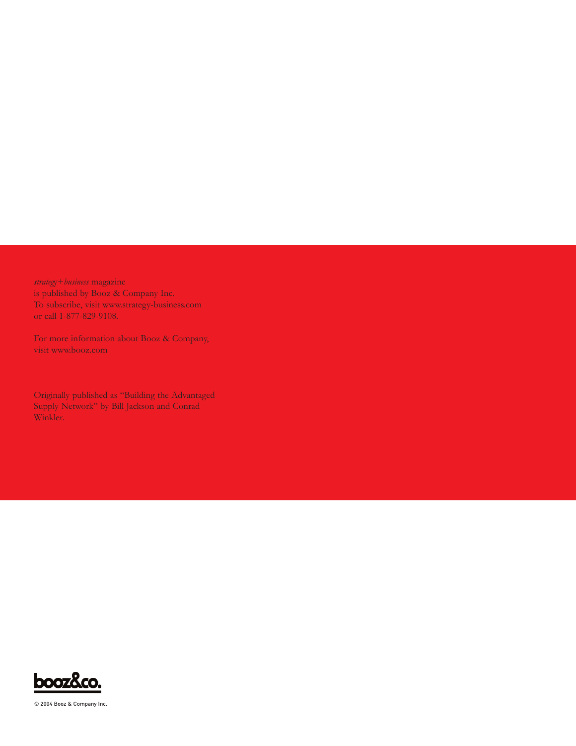*strategy+business* magazine
is published by Booz & Company Inc.
To subscribe, visit www.strategy-business.com
or call 1-877-829-9108.

For more information about Booz & Company,
visit www.booz.com

Originally published as "Building the Advantaged Supply Network" by Bill Jackson and Conrad Winkler.

booz&co.

© 2004 Booz & Company Inc.